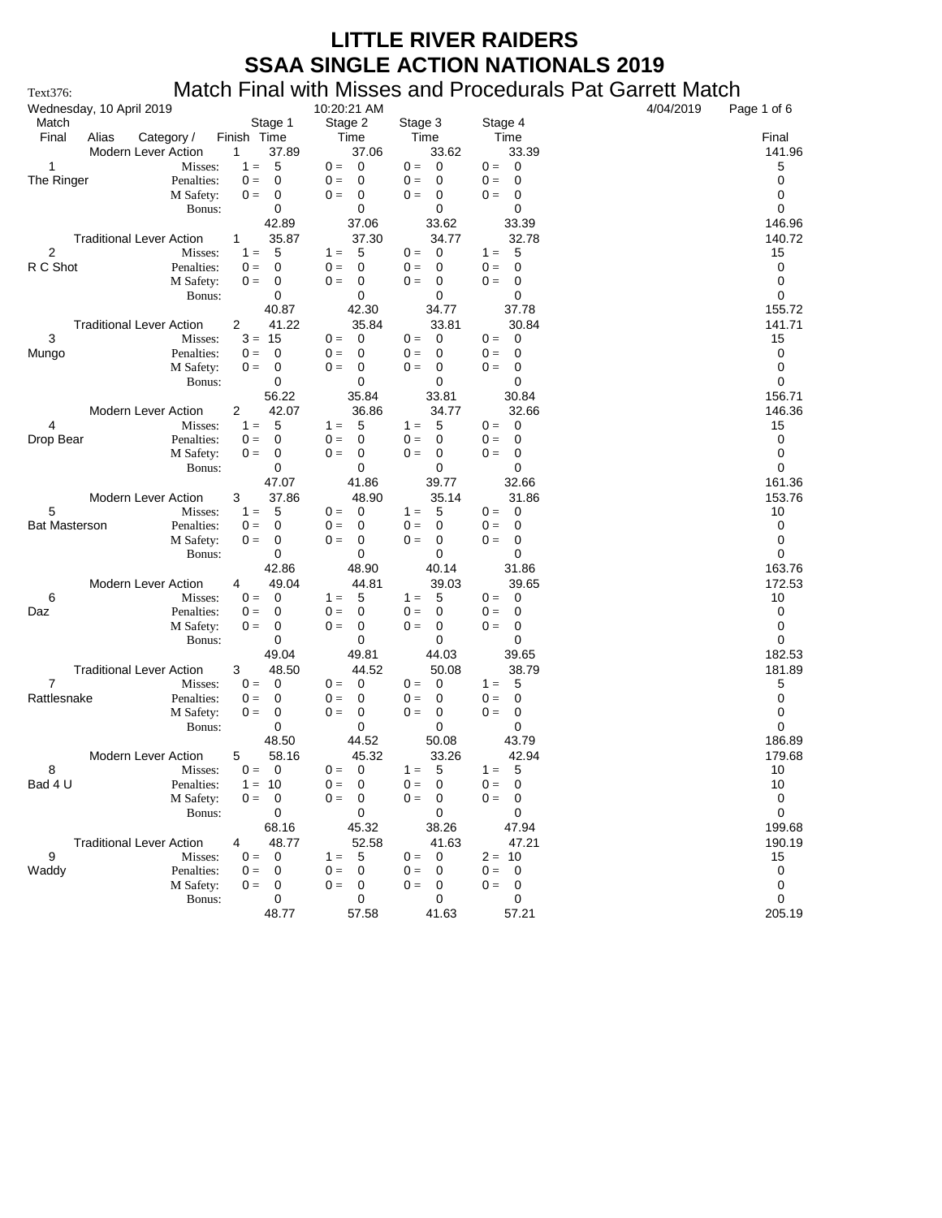# LITTLE RIVER RAIDERS
# SSAA SINGLE ACTION NATIONALS 2019

Text376: Match Final with Misses and Procedurals Pat Garrett Match

Wednesday, 10 April 2019 10:20:21 AM 4/04/2019

| Match Final | Alias | Category / | Finish | Stage 1 Time | Stage 2 Time | Stage 3 Time | Stage 4 Time | Final |
|---|---|---|---|---|---|---|---|---|
| | | Modern Lever Action | 1 | 37.89 | 37.06 | 33.62 | 33.39 | 141.96 |
| 1 | | Misses: | | 1 = 5 | 0 = 0 | 0 = 0 | 0 = 0 | 5 |
| The Ringer | | Penalties: | | 0 = 0 | 0 = 0 | 0 = 0 | 0 = 0 | 0 |
| | | M Safety: | | 0 = 0 | 0 = 0 | 0 = 0 | 0 = 0 | 0 |
| | | Bonus: | | 0 | 0 | 0 | 0 | 0 |
| | | | | 42.89 | 37.06 | 33.62 | 33.39 | 146.96 |
| | | Traditional Lever Action | 1 | 35.87 | 37.30 | 34.77 | 32.78 | 140.72 |
| 2 | | Misses: | | 1 = 5 | 1 = 5 | 0 = 0 | 1 = 5 | 15 |
| R C Shot | | Penalties: | | 0 = 0 | 0 = 0 | 0 = 0 | 0 = 0 | 0 |
| | | M Safety: | | 0 = 0 | 0 = 0 | 0 = 0 | 0 = 0 | 0 |
| | | Bonus: | | 0 | 0 | 0 | 0 | 0 |
| | | | | 40.87 | 42.30 | 34.77 | 37.78 | 155.72 |
| | | Traditional Lever Action | 2 | 41.22 | 35.84 | 33.81 | 30.84 | 141.71 |
| 3 | | Misses: | | 3 = 15 | 0 = 0 | 0 = 0 | 0 = 0 | 15 |
| Mungo | | Penalties: | | 0 = 0 | 0 = 0 | 0 = 0 | 0 = 0 | 0 |
| | | M Safety: | | 0 = 0 | 0 = 0 | 0 = 0 | 0 = 0 | 0 |
| | | Bonus: | | 0 | 0 | 0 | 0 | 0 |
| | | | | 56.22 | 35.84 | 33.81 | 30.84 | 156.71 |
| | | Modern Lever Action | 2 | 42.07 | 36.86 | 34.77 | 32.66 | 146.36 |
| 4 | | Misses: | | 1 = 5 | 1 = 5 | 1 = 5 | 0 = 0 | 15 |
| Drop Bear | | Penalties: | | 0 = 0 | 0 = 0 | 0 = 0 | 0 = 0 | 0 |
| | | M Safety: | | 0 = 0 | 0 = 0 | 0 = 0 | 0 = 0 | 0 |
| | | Bonus: | | 0 | 0 | 0 | 0 | 0 |
| | | | | 47.07 | 41.86 | 39.77 | 32.66 | 161.36 |
| | | Modern Lever Action | 3 | 37.86 | 48.90 | 35.14 | 31.86 | 153.76 |
| 5 | | Misses: | | 1 = 5 | 0 = 0 | 1 = 5 | 0 = 0 | 10 |
| Bat Masterson | | Penalties: | | 0 = 0 | 0 = 0 | 0 = 0 | 0 = 0 | 0 |
| | | M Safety: | | 0 = 0 | 0 = 0 | 0 = 0 | 0 = 0 | 0 |
| | | Bonus: | | 0 | 0 | 0 | 0 | 0 |
| | | | | 42.86 | 48.90 | 40.14 | 31.86 | 163.76 |
| | | Modern Lever Action | 4 | 49.04 | 44.81 | 39.03 | 39.65 | 172.53 |
| 6 | | Misses: | | 0 = 0 | 1 = 5 | 1 = 5 | 0 = 0 | 10 |
| Daz | | Penalties: | | 0 = 0 | 0 = 0 | 0 = 0 | 0 = 0 | 0 |
| | | M Safety: | | 0 = 0 | 0 = 0 | 0 = 0 | 0 = 0 | 0 |
| | | Bonus: | | 0 | 0 | 0 | 0 | 0 |
| | | | | 49.04 | 49.81 | 44.03 | 39.65 | 182.53 |
| | | Traditional Lever Action | 3 | 48.50 | 44.52 | 50.08 | 38.79 | 181.89 |
| 7 | | Misses: | | 0 = 0 | 0 = 0 | 0 = 0 | 1 = 5 | 5 |
| Rattlesnake | | Penalties: | | 0 = 0 | 0 = 0 | 0 = 0 | 0 = 0 | 0 |
| | | M Safety: | | 0 = 0 | 0 = 0 | 0 = 0 | 0 = 0 | 0 |
| | | Bonus: | | 0 | 0 | 0 | 0 | 0 |
| | | | | 48.50 | 44.52 | 50.08 | 43.79 | 186.89 |
| | | Modern Lever Action | 5 | 58.16 | 45.32 | 33.26 | 42.94 | 179.68 |
| 8 | | Misses: | | 0 = 0 | 0 = 0 | 1 = 5 | 1 = 5 | 10 |
| Bad 4 U | | Penalties: | | 1 = 10 | 0 = 0 | 0 = 0 | 0 = 0 | 10 |
| | | M Safety: | | 0 = 0 | 0 = 0 | 0 = 0 | 0 = 0 | 0 |
| | | Bonus: | | 0 | 0 | 0 | 0 | 0 |
| | | | | 68.16 | 45.32 | 38.26 | 47.94 | 199.68 |
| | | Traditional Lever Action | 4 | 48.77 | 52.58 | 41.63 | 47.21 | 190.19 |
| 9 | | Misses: | | 0 = 0 | 1 = 5 | 0 = 0 | 2 = 10 | 15 |
| Waddy | | Penalties: | | 0 = 0 | 0 = 0 | 0 = 0 | 0 = 0 | 0 |
| | | M Safety: | | 0 = 0 | 0 = 0 | 0 = 0 | 0 = 0 | 0 |
| | | Bonus: | | 0 | 0 | 0 | 0 | 0 |
| | | | | 48.77 | 57.58 | 41.63 | 57.21 | 205.19 |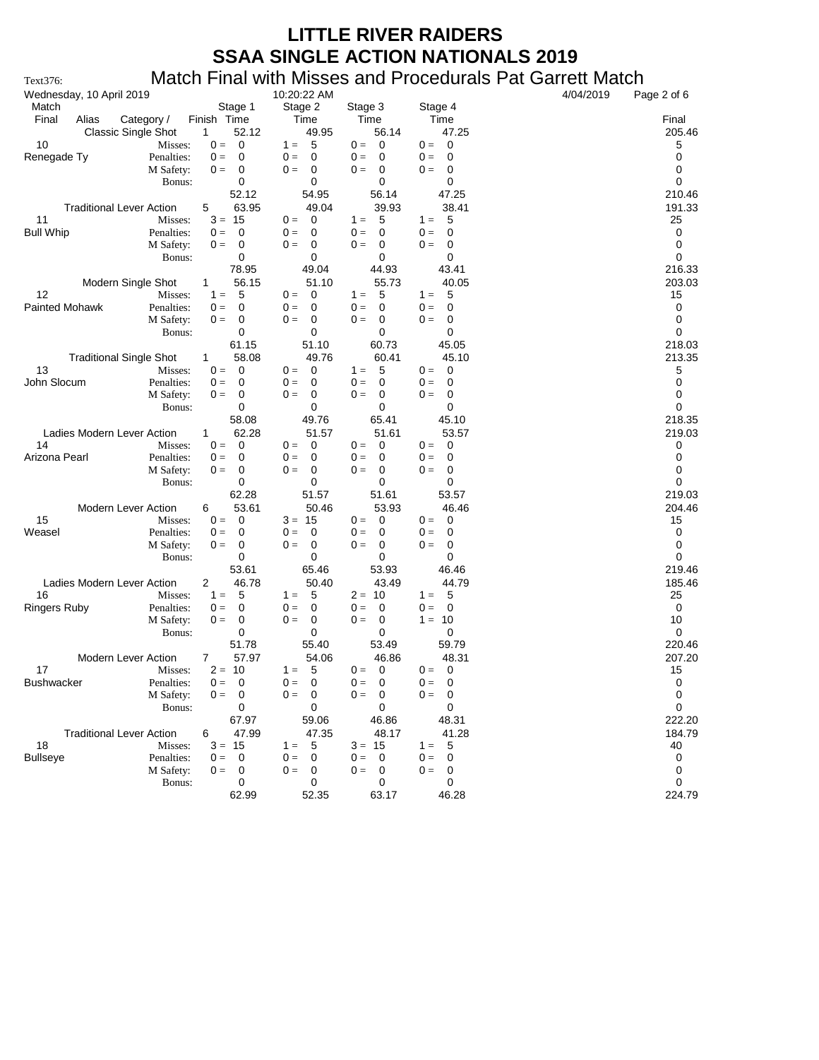# LITTLE RIVER RAIDERS
# SSAA SINGLE ACTION NATIONALS 2019

Text376: **Match Final with Misses and Procedurals Pat Garrett Match**

Wednesday, 10 April 2019 10:20:22 AM 4/04/2019

| Match Final | Alias | Category / | Finish | Stage 1 Time | Stage 2 Time | Stage 3 Time | Stage 4 Time | Final |
|---|---|---|---|---|---|---|---|---|
| | | Classic Single Shot | 1 | 52.12 | 49.95 | 56.14 | 47.25 | 205.46 |
| 10 | | Misses: | | 0 = 0 | 1 = 5 | 0 = 0 | 0 = 0 | 5 |
| Renegade Ty | | Penalties: | | 0 = 0 | 0 = 0 | 0 = 0 | 0 = 0 | 0 |
| | | M Safety: | | 0 = 0 | 0 = 0 | 0 = 0 | 0 = 0 | 0 |
| | | Bonus: | | 0 | 0 | 0 | 0 | 0 |
| | | | | 52.12 | 54.95 | 56.14 | 47.25 | 210.46 |
| | | Traditional Lever Action | 5 | 63.95 | 49.04 | 39.93 | 38.41 | 191.33 |
| 11 | | Misses: | | 3 = 15 | 0 = 0 | 1 = 5 | 1 = 5 | 25 |
| Bull Whip | | Penalties: | | 0 = 0 | 0 = 0 | 0 = 0 | 0 = 0 | 0 |
| | | M Safety: | | 0 = 0 | 0 = 0 | 0 = 0 | 0 = 0 | 0 |
| | | Bonus: | | 0 | 0 | 0 | 0 | 0 |
| | | | | 78.95 | 49.04 | 44.93 | 43.41 | 216.33 |
| | | Modern Single Shot | 1 | 56.15 | 51.10 | 55.73 | 40.05 | 203.03 |
| 12 | | Misses: | | 1 = 5 | 0 = 0 | 1 = 5 | 1 = 5 | 15 |
| Painted Mohawk | | Penalties: | | 0 = 0 | 0 = 0 | 0 = 0 | 0 = 0 | 0 |
| | | M Safety: | | 0 = 0 | 0 = 0 | 0 = 0 | 0 = 0 | 0 |
| | | Bonus: | | 0 | 0 | 0 | 0 | 0 |
| | | | | 61.15 | 51.10 | 60.73 | 45.05 | 218.03 |
| | | Traditional Single Shot | 1 | 58.08 | 49.76 | 60.41 | 45.10 | 213.35 |
| 13 | | Misses: | | 0 = 0 | 0 = 0 | 1 = 5 | 0 = 0 | 5 |
| John Slocum | | Penalties: | | 0 = 0 | 0 = 0 | 0 = 0 | 0 = 0 | 0 |
| | | M Safety: | | 0 = 0 | 0 = 0 | 0 = 0 | 0 = 0 | 0 |
| | | Bonus: | | 0 | 0 | 0 | 0 | 0 |
| | | | | 58.08 | 49.76 | 65.41 | 45.10 | 218.35 |
| | | Ladies Modern Lever Action | 1 | 62.28 | 51.57 | 51.61 | 53.57 | 219.03 |
| 14 | | Misses: | | 0 = 0 | 0 = 0 | 0 = 0 | 0 = 0 | 0 |
| Arizona Pearl | | Penalties: | | 0 = 0 | 0 = 0 | 0 = 0 | 0 = 0 | 0 |
| | | M Safety: | | 0 = 0 | 0 = 0 | 0 = 0 | 0 = 0 | 0 |
| | | Bonus: | | 0 | 0 | 0 | 0 | 0 |
| | | | | 62.28 | 51.57 | 51.61 | 53.57 | 219.03 |
| | | Modern Lever Action | 6 | 53.61 | 50.46 | 53.93 | 46.46 | 204.46 |
| 15 | | Misses: | | 0 = 0 | 3 = 15 | 0 = 0 | 0 = 0 | 15 |
| Weasel | | Penalties: | | 0 = 0 | 0 = 0 | 0 = 0 | 0 = 0 | 0 |
| | | M Safety: | | 0 = 0 | 0 = 0 | 0 = 0 | 0 = 0 | 0 |
| | | Bonus: | | 0 | 0 | 0 | 0 | 0 |
| | | | | 53.61 | 65.46 | 53.93 | 46.46 | 219.46 |
| | | Ladies Modern Lever Action | 2 | 46.78 | 50.40 | 43.49 | 44.79 | 185.46 |
| 16 | | Misses: | | 1 = 5 | 1 = 5 | 2 = 10 | 1 = 5 | 25 |
| Ringers Ruby | | Penalties: | | 0 = 0 | 0 = 0 | 0 = 0 | 0 = 0 | 0 |
| | | M Safety: | | 0 = 0 | 0 = 0 | 0 = 0 | 1 = 10 | 10 |
| | | Bonus: | | 0 | 0 | 0 | 0 | 0 |
| | | | | 51.78 | 55.40 | 53.49 | 59.79 | 220.46 |
| | | Modern Lever Action | 7 | 57.97 | 54.06 | 46.86 | 48.31 | 207.20 |
| 17 | | Misses: | | 2 = 10 | 1 = 5 | 0 = 0 | 0 = 0 | 15 |
| Bushwacker | | Penalties: | | 0 = 0 | 0 = 0 | 0 = 0 | 0 = 0 | 0 |
| | | M Safety: | | 0 = 0 | 0 = 0 | 0 = 0 | 0 = 0 | 0 |
| | | Bonus: | | 0 | 0 | 0 | 0 | 0 |
| | | | | 67.97 | 59.06 | 46.86 | 48.31 | 222.20 |
| | | Traditional Lever Action | 6 | 47.99 | 47.35 | 48.17 | 41.28 | 184.79 |
| 18 | | Misses: | | 3 = 15 | 1 = 5 | 3 = 15 | 1 = 5 | 40 |
| Bullseye | | Penalties: | | 0 = 0 | 0 = 0 | 0 = 0 | 0 = 0 | 0 |
| | | M Safety: | | 0 = 0 | 0 = 0 | 0 = 0 | 0 = 0 | 0 |
| | | Bonus: | | 0 | 0 | 0 | 0 | 0 |
| | | | | 62.99 | 52.35 | 63.17 | 46.28 | 224.79 |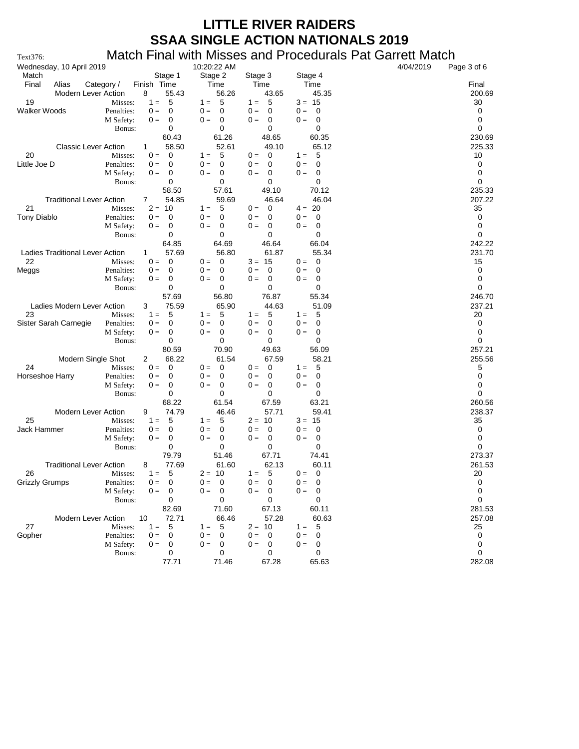# LITTLE RIVER RAIDERS
# SSAA SINGLE ACTION NATIONALS 2019

Text376: Match Final with Misses and Procedurals Pat Garrett Match

Wednesday, 10 April 2019 10:20:22 AM 4/04/2019

| Match Final | Alias | Category / | Finish | Stage 1 Time | Stage 2 Time | Stage 3 Time | Stage 4 Time | Final |
|---|---|---|---|---|---|---|---|---|
| | | Modern Lever Action | 8 | 55.43 | 56.26 | 43.65 | 45.35 | 200.69 |
| 19 | | Misses: | | 1 = 5 | 1 = 5 | 1 = 5 | 3 = 15 | 30 |
| Walker Woods | | Penalties: | | 0 = 0 | 0 = 0 | 0 = 0 | 0 = 0 | 0 |
| | | M Safety: | | 0 = 0 | 0 = 0 | 0 = 0 | 0 = 0 | 0 |
| | | Bonus: | | 0 | 0 | 0 | 0 | 0 |
| | | | | 60.43 | 61.26 | 48.65 | 60.35 | 230.69 |
| | | Classic Lever Action | 1 | 58.50 | 52.61 | 49.10 | 65.12 | 225.33 |
| 20 | | Misses: | | 0 = 0 | 1 = 5 | 0 = 0 | 1 = 5 | 10 |
| Little Joe D | | Penalties: | | 0 = 0 | 0 = 0 | 0 = 0 | 0 = 0 | 0 |
| | | M Safety: | | 0 = 0 | 0 = 0 | 0 = 0 | 0 = 0 | 0 |
| | | Bonus: | | 0 | 0 | 0 | 0 | 0 |
| | | | | 58.50 | 57.61 | 49.10 | 70.12 | 235.33 |
| | | Traditional Lever Action | 7 | 54.85 | 59.69 | 46.64 | 46.04 | 207.22 |
| 21 | | Misses: | | 2 = 10 | 1 = 5 | 0 = 0 | 4 = 20 | 35 |
| Tony Diablo | | Penalties: | | 0 = 0 | 0 = 0 | 0 = 0 | 0 = 0 | 0 |
| | | M Safety: | | 0 = 0 | 0 = 0 | 0 = 0 | 0 = 0 | 0 |
| | | Bonus: | | 0 | 0 | 0 | 0 | 0 |
| | | | | 64.85 | 64.69 | 46.64 | 66.04 | 242.22 |
| | | Ladies Traditional Lever Action | 1 | 57.69 | 56.80 | 61.87 | 55.34 | 231.70 |
| 22 | | Misses: | | 0 = 0 | 0 = 0 | 3 = 15 | 0 = 0 | 15 |
| Meggs | | Penalties: | | 0 = 0 | 0 = 0 | 0 = 0 | 0 = 0 | 0 |
| | | M Safety: | | 0 = 0 | 0 = 0 | 0 = 0 | 0 = 0 | 0 |
| | | Bonus: | | 0 | 0 | 0 | 0 | 0 |
| | | | | 57.69 | 56.80 | 76.87 | 55.34 | 246.70 |
| | | Ladies Modern Lever Action | 3 | 75.59 | 65.90 | 44.63 | 51.09 | 237.21 |
| 23 | | Misses: | | 1 = 5 | 1 = 5 | 1 = 5 | 1 = 5 | 20 |
| Sister Sarah Carnegie | | Penalties: | | 0 = 0 | 0 = 0 | 0 = 0 | 0 = 0 | 0 |
| | | M Safety: | | 0 = 0 | 0 = 0 | 0 = 0 | 0 = 0 | 0 |
| | | Bonus: | | 0 | 0 | 0 | 0 | 0 |
| | | | | 80.59 | 70.90 | 49.63 | 56.09 | 257.21 |
| | | Modern Single Shot | 2 | 68.22 | 61.54 | 67.59 | 58.21 | 255.56 |
| 24 | | Misses: | | 0 = 0 | 0 = 0 | 0 = 0 | 1 = 5 | 5 |
| Horseshoe Harry | | Penalties: | | 0 = 0 | 0 = 0 | 0 = 0 | 0 = 0 | 0 |
| | | M Safety: | | 0 = 0 | 0 = 0 | 0 = 0 | 0 = 0 | 0 |
| | | Bonus: | | 0 | 0 | 0 | 0 | 0 |
| | | | | 68.22 | 61.54 | 67.59 | 63.21 | 260.56 |
| | | Modern Lever Action | 9 | 74.79 | 46.46 | 57.71 | 59.41 | 238.37 |
| 25 | | Misses: | | 1 = 5 | 1 = 5 | 2 = 10 | 3 = 15 | 35 |
| Jack Hammer | | Penalties: | | 0 = 0 | 0 = 0 | 0 = 0 | 0 = 0 | 0 |
| | | M Safety: | | 0 = 0 | 0 = 0 | 0 = 0 | 0 = 0 | 0 |
| | | Bonus: | | 0 | 0 | 0 | 0 | 0 |
| | | | | 79.79 | 51.46 | 67.71 | 74.41 | 273.37 |
| | | Traditional Lever Action | 8 | 77.69 | 61.60 | 62.13 | 60.11 | 261.53 |
| 26 | | Misses: | | 1 = 5 | 2 = 10 | 1 = 5 | 0 = 0 | 20 |
| Grizzly Grumps | | Penalties: | | 0 = 0 | 0 = 0 | 0 = 0 | 0 = 0 | 0 |
| | | M Safety: | | 0 = 0 | 0 = 0 | 0 = 0 | 0 = 0 | 0 |
| | | Bonus: | | 0 | 0 | 0 | 0 | 0 |
| | | | | 82.69 | 71.60 | 67.13 | 60.11 | 281.53 |
| | | Modern Lever Action | 10 | 72.71 | 66.46 | 57.28 | 60.63 | 257.08 |
| 27 | | Misses: | | 1 = 5 | 1 = 5 | 2 = 10 | 1 = 5 | 25 |
| Gopher | | Penalties: | | 0 = 0 | 0 = 0 | 0 = 0 | 0 = 0 | 0 |
| | | M Safety: | | 0 = 0 | 0 = 0 | 0 = 0 | 0 = 0 | 0 |
| | | Bonus: | | 0 | 0 | 0 | 0 | 0 |
| | | | | 77.71 | 71.46 | 67.28 | 65.63 | 282.08 |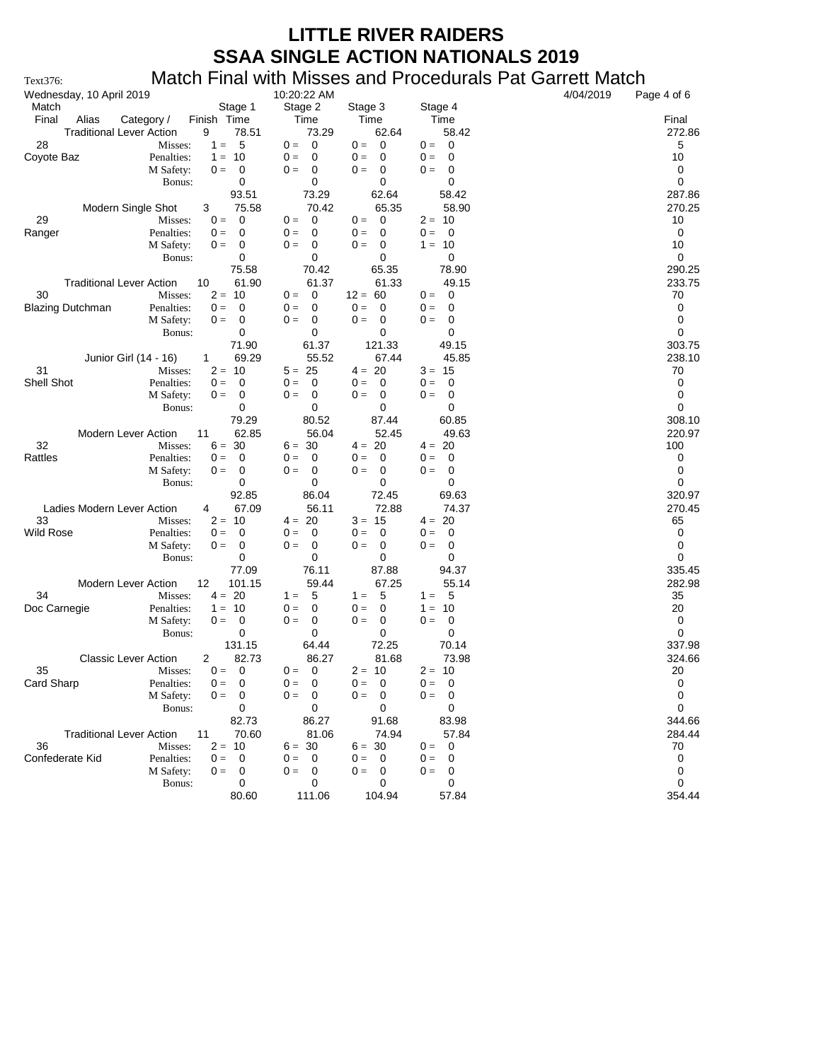# LITTLE RIVER RAIDERS

# SSAA SINGLE ACTION NATIONALS 2019

## Match Final with Misses and Procedurals Pat Garrett Match

Text376:

Wednesday, 10 April 2019 10:20:22 AM 4/04/2019

| Match Final | Alias | Category / | Finish | Stage 1 Time | Stage 2 Time | Stage 3 Time | Stage 4 Time | Final |
|---|---|---|---|---|---|---|---|---|
| | | Traditional Lever Action | 9 | 78.51 | 73.29 | 62.64 | 58.42 | 272.86 |
| 28 | | Misses: | | 1 = 5 | 0 = 0 | 0 = 0 | 0 = 0 | 5 |
| Coyote Baz | | Penalties: | | 1 = 10 | 0 = 0 | 0 = 0 | 0 = 0 | 10 |
| | | M Safety: | | 0 = 0 | 0 = 0 | 0 = 0 | 0 = 0 | 0 |
| | | Bonus: | | 0 | 0 | 0 | 0 | 0 |
| | | | | 93.51 | 73.29 | 62.64 | 58.42 | 287.86 |
| | | Modern Single Shot | 3 | 75.58 | 70.42 | 65.35 | 58.90 | 270.25 |
| 29 | | Misses: | | 0 = 0 | 0 = 0 | 0 = 0 | 2 = 10 | 10 |
| Ranger | | Penalties: | | 0 = 0 | 0 = 0 | 0 = 0 | 0 = 0 | 0 |
| | | M Safety: | | 0 = 0 | 0 = 0 | 0 = 0 | 1 = 10 | 10 |
| | | Bonus: | | 0 | 0 | 0 | 0 | 0 |
| | | | | 75.58 | 70.42 | 65.35 | 78.90 | 290.25 |
| | | Traditional Lever Action | 10 | 61.90 | 61.37 | 61.33 | 49.15 | 233.75 |
| 30 | | Misses: | | 2 = 10 | 0 = 0 | 12 = 60 | 0 = 0 | 70 |
| Blazing Dutchman | | Penalties: | | 0 = 0 | 0 = 0 | 0 = 0 | 0 = 0 | 0 |
| | | M Safety: | | 0 = 0 | 0 = 0 | 0 = 0 | 0 = 0 | 0 |
| | | Bonus: | | 0 | 0 | 0 | 0 | 0 |
| | | | | 71.90 | 61.37 | 121.33 | 49.15 | 303.75 |
| | | Junior Girl (14 - 16) | 1 | 69.29 | 55.52 | 67.44 | 45.85 | 238.10 |
| 31 | | Misses: | | 2 = 10 | 5 = 25 | 4 = 20 | 3 = 15 | 70 |
| Shell Shot | | Penalties: | | 0 = 0 | 0 = 0 | 0 = 0 | 0 = 0 | 0 |
| | | M Safety: | | 0 = 0 | 0 = 0 | 0 = 0 | 0 = 0 | 0 |
| | | Bonus: | | 0 | 0 | 0 | 0 | 0 |
| | | | | 79.29 | 80.52 | 87.44 | 60.85 | 308.10 |
| | | Modern Lever Action | 11 | 62.85 | 56.04 | 52.45 | 49.63 | 220.97 |
| 32 | | Misses: | | 6 = 30 | 6 = 30 | 4 = 20 | 4 = 20 | 100 |
| Rattles | | Penalties: | | 0 = 0 | 0 = 0 | 0 = 0 | 0 = 0 | 0 |
| | | M Safety: | | 0 = 0 | 0 = 0 | 0 = 0 | 0 = 0 | 0 |
| | | Bonus: | | 0 | 0 | 0 | 0 | 0 |
| | | | | 92.85 | 86.04 | 72.45 | 69.63 | 320.97 |
| | | Ladies Modern Lever Action | 4 | 67.09 | 56.11 | 72.88 | 74.37 | 270.45 |
| 33 | | Misses: | | 2 = 10 | 4 = 20 | 3 = 15 | 4 = 20 | 65 |
| Wild Rose | | Penalties: | | 0 = 0 | 0 = 0 | 0 = 0 | 0 = 0 | 0 |
| | | M Safety: | | 0 = 0 | 0 = 0 | 0 = 0 | 0 = 0 | 0 |
| | | Bonus: | | 0 | 0 | 0 | 0 | 0 |
| | | | | 77.09 | 76.11 | 87.88 | 94.37 | 335.45 |
| | | Modern Lever Action | 12 | 101.15 | 59.44 | 67.25 | 55.14 | 282.98 |
| 34 | | Misses: | | 4 = 20 | 1 = 5 | 1 = 5 | 1 = 5 | 35 |
| Doc Carnegie | | Penalties: | | 1 = 10 | 0 = 0 | 0 = 0 | 1 = 10 | 20 |
| | | M Safety: | | 0 = 0 | 0 = 0 | 0 = 0 | 0 = 0 | 0 |
| | | Bonus: | | 0 | 0 | 0 | 0 | 0 |
| | | | | 131.15 | 64.44 | 72.25 | 70.14 | 337.98 |
| | | Classic Lever Action | 2 | 82.73 | 86.27 | 81.68 | 73.98 | 324.66 |
| 35 | | Misses: | | 0 = 0 | 0 = 0 | 2 = 10 | 2 = 10 | 20 |
| Card Sharp | | Penalties: | | 0 = 0 | 0 = 0 | 0 = 0 | 0 = 0 | 0 |
| | | M Safety: | | 0 = 0 | 0 = 0 | 0 = 0 | 0 = 0 | 0 |
| | | Bonus: | | 0 | 0 | 0 | 0 | 0 |
| | | | | 82.73 | 86.27 | 91.68 | 83.98 | 344.66 |
| | | Traditional Lever Action | 11 | 70.60 | 81.06 | 74.94 | 57.84 | 284.44 |
| 36 | | Misses: | | 2 = 10 | 6 = 30 | 6 = 30 | 0 = 0 | 70 |
| Confederate Kid | | Penalties: | | 0 = 0 | 0 = 0 | 0 = 0 | 0 = 0 | 0 |
| | | M Safety: | | 0 = 0 | 0 = 0 | 0 = 0 | 0 = 0 | 0 |
| | | Bonus: | | 0 | 0 | 0 | 0 | 0 |
| | | | | 80.60 | 111.06 | 104.94 | 57.84 | 354.44 |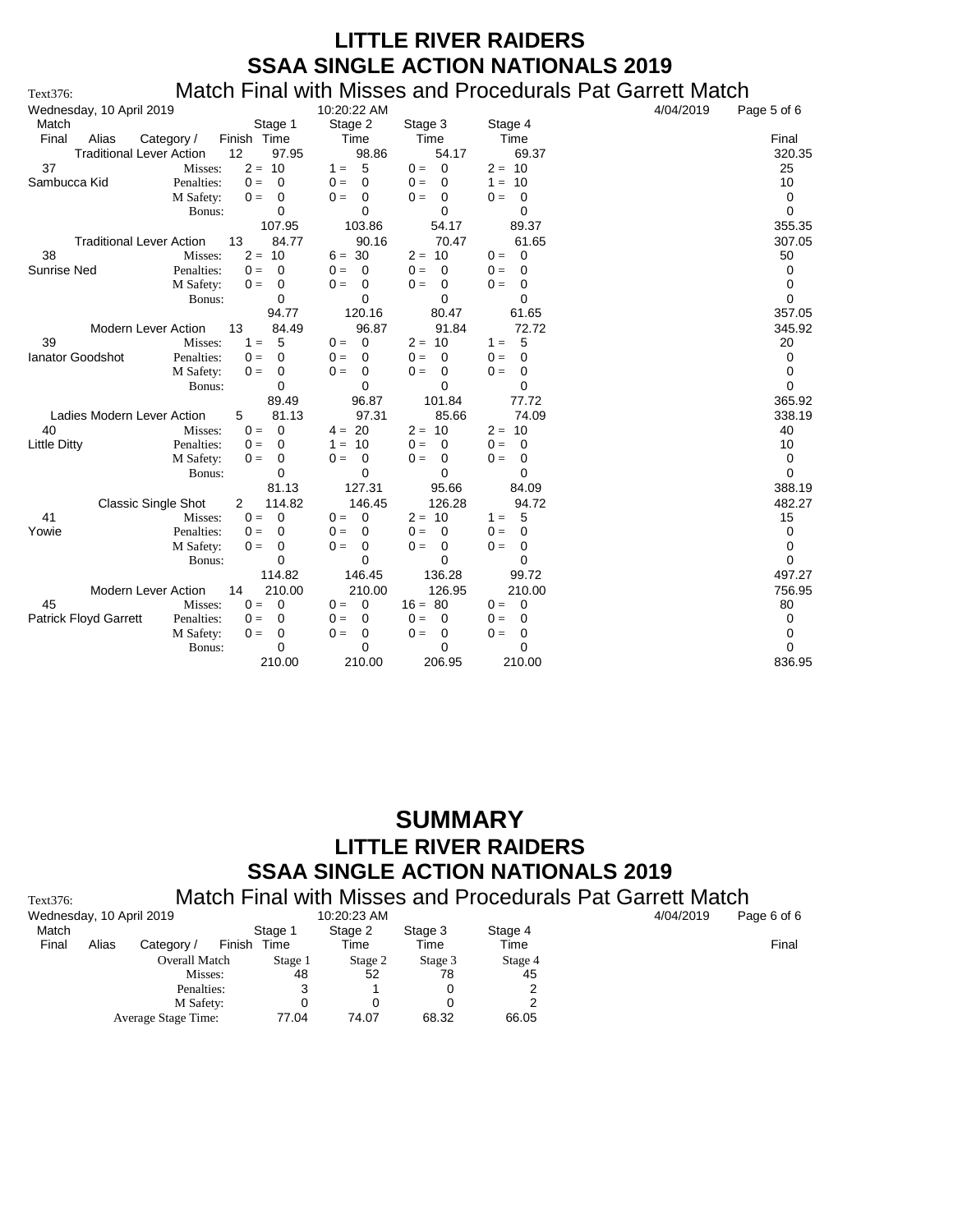# LITTLE RIVER RAIDERS
# SSAA SINGLE ACTION NATIONALS 2019

Text376: Match Final with Misses and Procedurals Pat Garrett Match

Wednesday, 10 April 2019 10:20:22 AM 4/04/2019

| Match Final | Alias | Category / | Finish | Stage 1 Time | Stage 2 Time | Stage 3 Time | Stage 4 Time | Final |
|---|---|---|---|---|---|---|---|---|
| | | Traditional Lever Action | 12 | 97.95 | 98.86 | 54.17 | 69.37 | 320.35 |
| 37 | | Misses: | | 2 = 10 | 1 = 5 | 0 = 0 | 2 = 10 | 25 |
| Sambucca Kid | | Penalties: | | 0 = 0 | 0 = 0 | 0 = 0 | 1 = 10 | 10 |
| | | M Safety: | | 0 = 0 | 0 = 0 | 0 = 0 | 0 = 0 | 0 |
| | | Bonus: | | 0 | 0 | 0 | 0 | 0 |
| | | | | 107.95 | 103.86 | 54.17 | 89.37 | 355.35 |
| | | Traditional Lever Action | 13 | 84.77 | 90.16 | 70.47 | 61.65 | 307.05 |
| 38 | | Misses: | | 2 = 10 | 6 = 30 | 2 = 10 | 0 = 0 | 50 |
| Sunrise Ned | | Penalties: | | 0 = 0 | 0 = 0 | 0 = 0 | 0 = 0 | 0 |
| | | M Safety: | | 0 = 0 | 0 = 0 | 0 = 0 | 0 = 0 | 0 |
| | | Bonus: | | 0 | 0 | 0 | 0 | 0 |
| | | | | 94.77 | 120.16 | 80.47 | 61.65 | 357.05 |
| | | Modern Lever Action | 13 | 84.49 | 96.87 | 91.84 | 72.72 | 345.92 |
| 39 | | Misses: | | 1 = 5 | 0 = 0 | 2 = 10 | 1 = 5 | 20 |
| Ianator Goodshot | | Penalties: | | 0 = 0 | 0 = 0 | 0 = 0 | 0 = 0 | 0 |
| | | M Safety: | | 0 = 0 | 0 = 0 | 0 = 0 | 0 = 0 | 0 |
| | | Bonus: | | 0 | 0 | 0 | 0 | 0 |
| | | | | 89.49 | 96.87 | 101.84 | 77.72 | 365.92 |
| | | Ladies Modern Lever Action | 5 | 81.13 | 97.31 | 85.66 | 74.09 | 338.19 |
| 40 | | Misses: | | 0 = 0 | 4 = 20 | 2 = 10 | 2 = 10 | 40 |
| Little Ditty | | Penalties: | | 0 = 0 | 1 = 10 | 0 = 0 | 0 = 0 | 10 |
| | | M Safety: | | 0 = 0 | 0 = 0 | 0 = 0 | 0 = 0 | 0 |
| | | Bonus: | | 0 | 0 | 0 | 0 | 0 |
| | | | | 81.13 | 127.31 | 95.66 | 84.09 | 388.19 |
| | | Classic Single Shot | 2 | 114.82 | 146.45 | 126.28 | 94.72 | 482.27 |
| 41 | | Misses: | | 0 = 0 | 0 = 0 | 2 = 10 | 1 = 5 | 15 |
| Yowie | | Penalties: | | 0 = 0 | 0 = 0 | 0 = 0 | 0 = 0 | 0 |
| | | M Safety: | | 0 = 0 | 0 = 0 | 0 = 0 | 0 = 0 | 0 |
| | | Bonus: | | 0 | 0 | 0 | 0 | 0 |
| | | | | 114.82 | 146.45 | 136.28 | 99.72 | 497.27 |
| | | Modern Lever Action | 14 | 210.00 | 210.00 | 126.95 | 210.00 | 756.95 |
| 45 | | Misses: | | 0 = 0 | 0 = 0 | 16 = 80 | 0 = 0 | 80 |
| Patrick Floyd Garrett | | Penalties: | | 0 = 0 | 0 = 0 | 0 = 0 | 0 = 0 | 0 |
| | | M Safety: | | 0 = 0 | 0 = 0 | 0 = 0 | 0 = 0 | 0 |
| | | Bonus: | | 0 | 0 | 0 | 0 | 0 |
| | | | | 210.00 | 210.00 | 206.95 | 210.00 | 836.95 |

# SUMMARY
# LITTLE RIVER RAIDERS
# SSAA SINGLE ACTION NATIONALS 2019

Text376: Match Final with Misses and Procedurals Pat Garrett Match

Wednesday, 10 April 2019 10:20:23 AM 4/04/2019

| Match Final | Alias | Category / | Finish | Stage 1 Time | Stage 2 Time | Stage 3 Time | Stage 4 Time | Final |
|---|---|---|---|---|---|---|---|---|
| | | Overall Match | | Stage 1 | Stage 2 | Stage 3 | Stage 4 | |
| | | Misses: | | 48 | 52 | 78 | 45 | |
| | | Penalties: | | 3 | 1 | 0 | 2 | |
| | | M Safety: | | 0 | 0 | 0 | 2 | |
| | | Average Stage Time: | | 77.04 | 74.07 | 68.32 | 66.05 | |